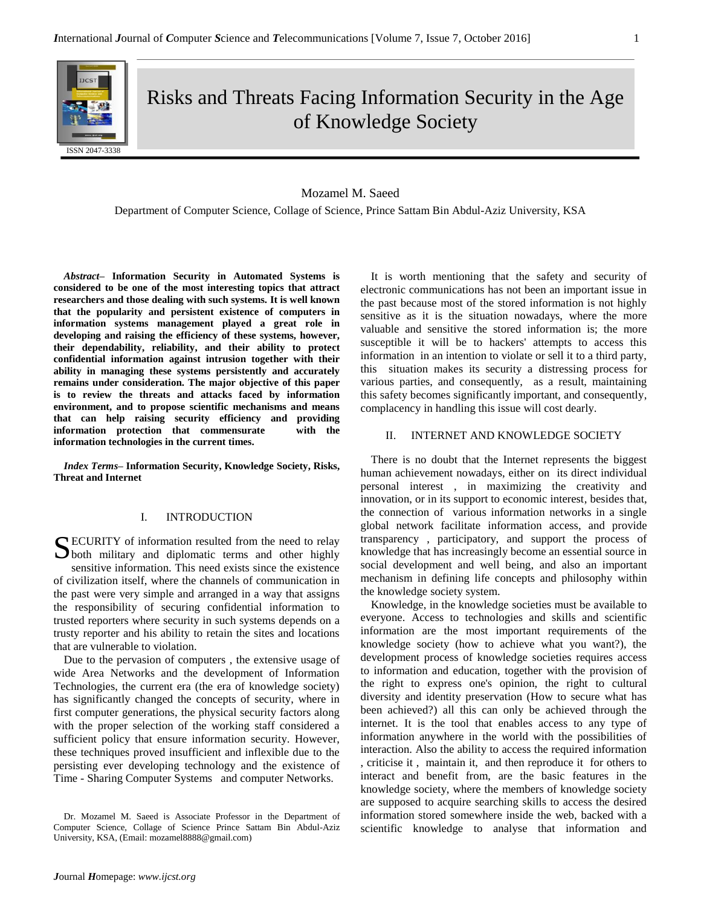# Risks and Threats Facing Information Security in the Age of Knowledge Society

ISSN 2047-3338

Mozamel M. Saeed

Department of Computer Science, Collage of Science, Prince Sattam Bin Abdul-Aziz University, KSA

***Abstract*– Information Security in Automated Systems is considered to be one of the most interesting topics that attract researchers and those dealing with such systems. It is well known that the popularity and persistent existence of computers in information systems management played a great role in developing and raising the efficiency of these systems, however, their dependability, reliability, and their ability to protect confidential information against intrusion together with their ability in managing these systems persistently and accurately remains under consideration. The major objective of this paper is to review the threats and attacks faced by information environment, and to propose scientific mechanisms and means that can help raising security efficiency and providing information protection that commensurate with the information technologies in the current times.**

***Index Terms*– Information Security, Knowledge Society, Risks, Threat and Internet**

## I. INTRODUCTION

SECURITY of information resulted from the need to relay both military and diplomatic terms and other highly sensitive information. This need exists since the existence of civilization itself, where the channels of communication in the past were very simple and arranged in a way that assigns the responsibility of securing confidential information to trusted reporters where security in such systems depends on a trusty reporter and his ability to retain the sites and locations that are vulnerable to violation.

Due to the pervasion of computers , the extensive usage of wide Area Networks and the development of Information Technologies, the current era (the era of knowledge society) has significantly changed the concepts of security, where in first computer generations, the physical security factors along with the proper selection of the working staff considered a sufficient policy that ensure information security. However, these techniques proved insufficient and inflexible due to the persisting ever developing technology and the existence of Time - Sharing Computer Systems and computer Networks.

Dr. Mozamel M. Saeed is Associate Professor in the Department of Computer Science, Collage of Science Prince Sattam Bin Abdul-Aziz University, KSA, (Email: mozamel8888@gmail.com)

It is worth mentioning that the safety and security of electronic communications has not been an important issue in the past because most of the stored information is not highly sensitive as it is the situation nowadays, where the more valuable and sensitive the stored information is; the more susceptible it will be to hackers' attempts to access this information in an intention to violate or sell it to a third party, this situation makes its security a distressing process for various parties, and consequently, as a result, maintaining this safety becomes significantly important, and consequently, complacency in handling this issue will cost dearly.

## II. INTERNET AND KNOWLEDGE SOCIETY

There is no doubt that the Internet represents the biggest human achievement nowadays, either on its direct individual personal interest , in maximizing the creativity and innovation, or in its support to economic interest, besides that, the connection of various information networks in a single global network facilitate information access, and provide transparency , participatory, and support the process of knowledge that has increasingly become an essential source in social development and well being, and also an important mechanism in defining life concepts and philosophy within the knowledge society system.

Knowledge, in the knowledge societies must be available to everyone. Access to technologies and skills and scientific information are the most important requirements of the knowledge society (how to achieve what you want?), the development process of knowledge societies requires access to information and education, together with the provision of the right to express one's opinion, the right to cultural diversity and identity preservation (How to secure what has been achieved?) all this can only be achieved through the internet. It is the tool that enables access to any type of information anywhere in the world with the possibilities of information interaction. Also the ability to access the required information , criticise it , maintain it, and then reproduce it for others to interact and benefit from, are the basic features in the knowledge society, where the members of knowledge society are supposed to acquire searching skills to access the desired information stored somewhere inside the web, backed with a scientific knowledge to analyse that information and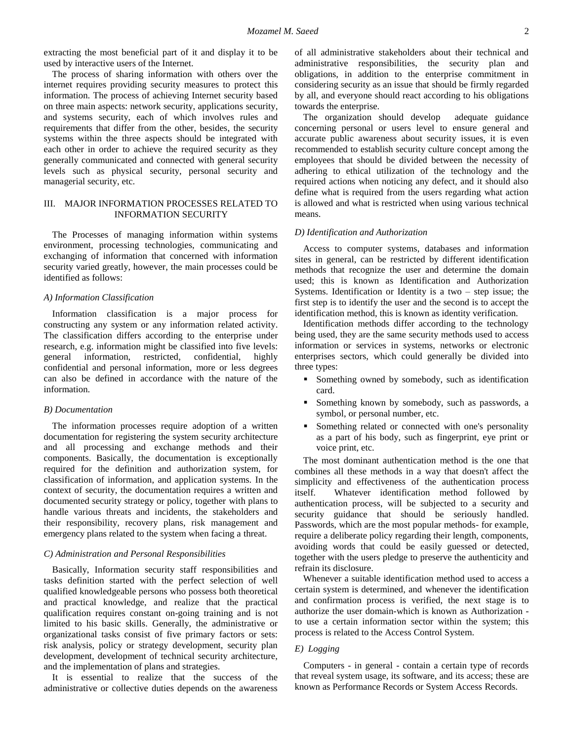extracting the most beneficial part of it and display it to be used by interactive users of the Internet.

The process of sharing information with others over the internet requires providing security measures to protect this information. The process of achieving Internet security based on three main aspects: network security, applications security, and systems security, each of which involves rules and requirements that differ from the other, besides, the security systems within the three aspects should be integrated with each other in order to achieve the required security as they generally communicated and connected with general security levels such as physical security, personal security and managerial security, etc.

## III. MAJOR INFORMATION PROCESSES RELATED TO INFORMATION SECURITY

The Processes of managing information within systems environment, processing technologies, communicating and exchanging of information that concerned with information security varied greatly, however, the main processes could be identified as follows:

### *A) Information Classification*

Information classification is a major process for constructing any system or any information related activity. The classification differs according to the enterprise under research, e.g. information might be classified into five levels: general information, restricted, confidential, highly confidential and personal information, more or less degrees can also be defined in accordance with the nature of the information.

### *B) Documentation*

The information processes require adoption of a written documentation for registering the system security architecture and all processing and exchange methods and their components. Basically, the documentation is exceptionally required for the definition and authorization system, for classification of information, and application systems. In the context of security, the documentation requires a written and documented security strategy or policy, together with plans to handle various threats and incidents, the stakeholders and their responsibility, recovery plans, risk management and emergency plans related to the system when facing a threat.

### *C) Administration and Personal Responsibilities*

Basically, Information security staff responsibilities and tasks definition started with the perfect selection of well qualified knowledgeable persons who possess both theoretical and practical knowledge, and realize that the practical qualification requires constant on-going training and is not limited to his basic skills. Generally, the administrative or organizational tasks consist of five primary factors or sets: risk analysis, policy or strategy development, security plan development, development of technical security architecture, and the implementation of plans and strategies.

It is essential to realize that the success of the administrative or collective duties depends on the awareness of all administrative stakeholders about their technical and administrative responsibilities, the security plan and obligations, in addition to the enterprise commitment in considering security as an issue that should be firmly regarded by all, and everyone should react according to his obligations towards the enterprise.

The organization should develop adequate guidance concerning personal or users level to ensure general and accurate public awareness about security issues, it is even recommended to establish security culture concept among the employees that should be divided between the necessity of adhering to ethical utilization of the technology and the required actions when noticing any defect, and it should also define what is required from the users regarding what action is allowed and what is restricted when using various technical means.

### *D) Identification and Authorization*

Access to computer systems, databases and information sites in general, can be restricted by different identification methods that recognize the user and determine the domain used; this is known as Identification and Authorization Systems. Identification or Identity is a two – step issue; the first step is to identify the user and the second is to accept the identification method, this is known as identity verification.

Identification methods differ according to the technology being used, they are the same security methods used to access information or services in systems, networks or electronic enterprises sectors, which could generally be divided into three types:

- Something owned by somebody, such as identification card.
- Something known by somebody, such as passwords, a symbol, or personal number, etc.
- Something related or connected with one's personality as a part of his body, such as fingerprint, eye print or voice print, etc.

The most dominant authentication method is the one that combines all these methods in a way that doesn't affect the simplicity and effectiveness of the authentication process itself. Whatever identification method followed by authentication process, will be subjected to a security and security guidance that should be seriously handled. Passwords, which are the most popular methods- for example, require a deliberate policy regarding their length, components, avoiding words that could be easily guessed or detected, together with the users pledge to preserve the authenticity and refrain its disclosure.

Whenever a suitable identification method used to access a certain system is determined, and whenever the identification and confirmation process is verified, the next stage is to authorize the user domain-which is known as Authorization - to use a certain information sector within the system; this process is related to the Access Control System.

### *E) Logging*

Computers - in general - contain a certain type of records that reveal system usage, its software, and its access; these are known as Performance Records or System Access Records.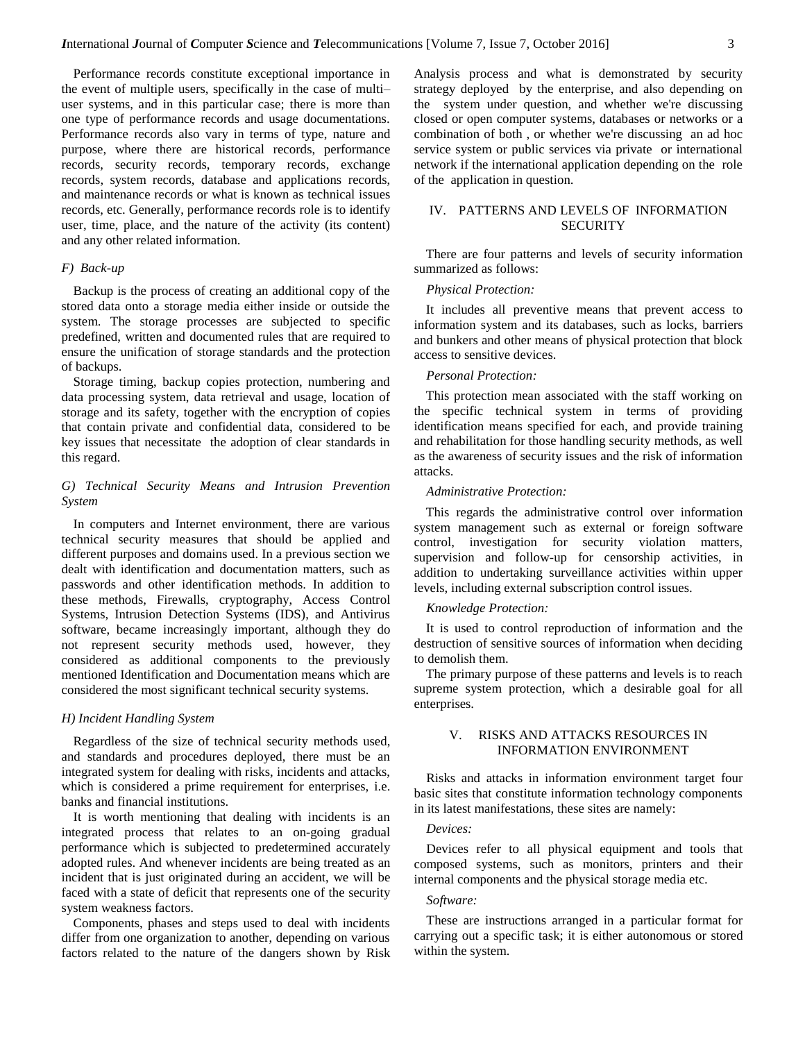Performance records constitute exceptional importance in the event of multiple users, specifically in the case of multi–user systems, and in this particular case; there is more than one type of performance records and usage documentations. Performance records also vary in terms of type, nature and purpose, where there are historical records, performance records, security records, temporary records, exchange records, system records, database and applications records, and maintenance records or what is known as technical issues records, etc. Generally, performance records role is to identify user, time, place, and the nature of the activity (its content) and any other related information.

### *F) Back-up*

Backup is the process of creating an additional copy of the stored data onto a storage media either inside or outside the system. The storage processes are subjected to specific predefined, written and documented rules that are required to ensure the unification of storage standards and the protection of backups.

Storage timing, backup copies protection, numbering and data processing system, data retrieval and usage, location of storage and its safety, together with the encryption of copies that contain private and confidential data, considered to be key issues that necessitate the adoption of clear standards in this regard.

### *G) Technical Security Means and Intrusion Prevention System*

In computers and Internet environment, there are various technical security measures that should be applied and different purposes and domains used. In a previous section we dealt with identification and documentation matters, such as passwords and other identification methods. In addition to these methods, Firewalls, cryptography, Access Control Systems, Intrusion Detection Systems (IDS), and Antivirus software, became increasingly important, although they do not represent security methods used, however, they considered as additional components to the previously mentioned Identification and Documentation means which are considered the most significant technical security systems.

### *H) Incident Handling System*

Regardless of the size of technical security methods used, and standards and procedures deployed, there must be an integrated system for dealing with risks, incidents and attacks, which is considered a prime requirement for enterprises, i.e. banks and financial institutions.

It is worth mentioning that dealing with incidents is an integrated process that relates to an on-going gradual performance which is subjected to predetermined accurately adopted rules. And whenever incidents are being treated as an incident that is just originated during an accident, we will be faced with a state of deficit that represents one of the security system weakness factors.

Components, phases and steps used to deal with incidents differ from one organization to another, depending on various factors related to the nature of the dangers shown by Risk Analysis process and what is demonstrated by security strategy deployed by the enterprise, and also depending on the system under question, and whether we're discussing closed or open computer systems, databases or networks or a combination of both , or whether we're discussing an ad hoc service system or public services via private or international network if the international application depending on the role of the application in question.

## IV. PATTERNS AND LEVELS OF INFORMATION SECURITY

There are four patterns and levels of security information summarized as follows:

*Physical Protection:*

It includes all preventive means that prevent access to information system and its databases, such as locks, barriers and bunkers and other means of physical protection that block access to sensitive devices.

*Personal Protection:*

This protection mean associated with the staff working on the specific technical system in terms of providing identification means specified for each, and provide training and rehabilitation for those handling security methods, as well as the awareness of security issues and the risk of information attacks.

*Administrative Protection:*

This regards the administrative control over information system management such as external or foreign software control, investigation for security violation matters, supervision and follow-up for censorship activities, in addition to undertaking surveillance activities within upper levels, including external subscription control issues.

*Knowledge Protection:*

It is used to control reproduction of information and the destruction of sensitive sources of information when deciding to demolish them.

The primary purpose of these patterns and levels is to reach supreme system protection, which a desirable goal for all enterprises.

## V. RISKS AND ATTACKS RESOURCES IN INFORMATION ENVIRONMENT

Risks and attacks in information environment target four basic sites that constitute information technology components in its latest manifestations, these sites are namely:

*Devices:*

Devices refer to all physical equipment and tools that composed systems, such as monitors, printers and their internal components and the physical storage media etc.

*Software:*

These are instructions arranged in a particular format for carrying out a specific task; it is either autonomous or stored within the system.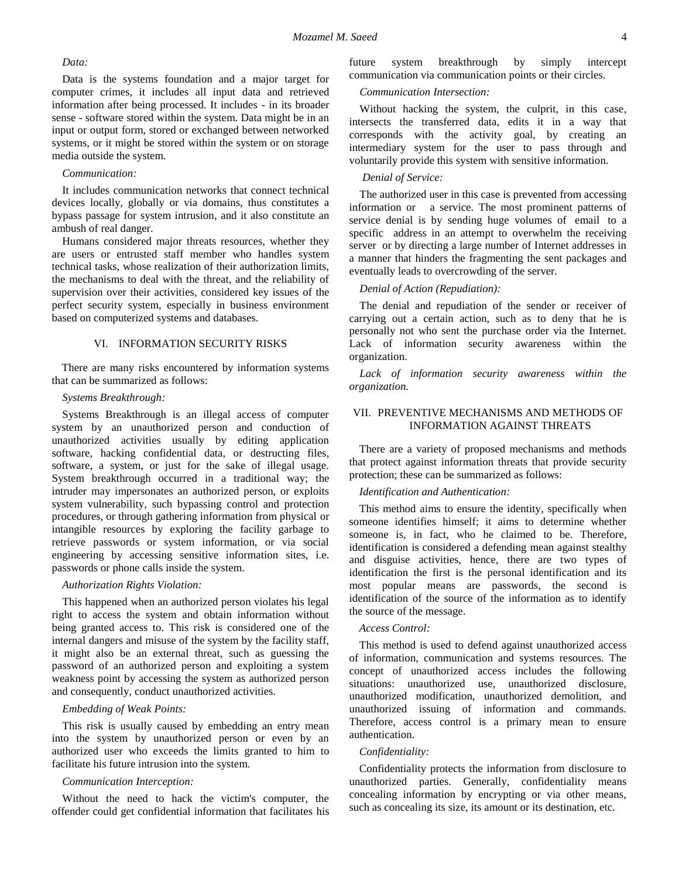*Data:*

Data is the systems foundation and a major target for computer crimes, it includes all input data and retrieved information after being processed. It includes - in its broader sense - software stored within the system. Data might be in an input or output form, stored or exchanged between networked systems, or it might be stored within the system or on storage media outside the system.

*Communication:*

It includes communication networks that connect technical devices locally, globally or via domains, thus constitutes a bypass passage for system intrusion, and it also constitute an ambush of real danger.

Humans considered major threats resources, whether they are users or entrusted staff member who handles system technical tasks, whose realization of their authorization limits, the mechanisms to deal with the threat, and the reliability of supervision over their activities, considered key issues of the perfect security system, especially in business environment based on computerized systems and databases.

## VI. INFORMATION SECURITY RISKS

There are many risks encountered by information systems that can be summarized as follows:

*Systems Breakthrough:*

Systems Breakthrough is an illegal access of computer system by an unauthorized person and conduction of unauthorized activities usually by editing application software, hacking confidential data, or destructing files, software, a system, or just for the sake of illegal usage. System breakthrough occurred in a traditional way; the intruder may impersonates an authorized person, or exploits system vulnerability, such bypassing control and protection procedures, or through gathering information from physical or intangible resources by exploring the facility garbage to retrieve passwords or system information, or via social engineering by accessing sensitive information sites, i.e. passwords or phone calls inside the system.

*Authorization Rights Violation:*

This happened when an authorized person violates his legal right to access the system and obtain information without being granted access to. This risk is considered one of the internal dangers and misuse of the system by the facility staff, it might also be an external threat, such as guessing the password of an authorized person and exploiting a system weakness point by accessing the system as authorized person and consequently, conduct unauthorized activities.

*Embedding of Weak Points:*

This risk is usually caused by embedding an entry mean into the system by unauthorized person or even by an authorized user who exceeds the limits granted to him to facilitate his future intrusion into the system.

*Communication Interception:*

Without the need to hack the victim's computer, the offender could get confidential information that facilitates his future system breakthrough by simply intercept communication via communication points or their circles.

*Communication Intersection:*

Without hacking the system, the culprit, in this case, intersects the transferred data, edits it in a way that corresponds with the activity goal, by creating an intermediary system for the user to pass through and voluntarily provide this system with sensitive information.

*Denial of Service:*

The authorized user in this case is prevented from accessing information or a service. The most prominent patterns of service denial is by sending huge volumes of email to a specific address in an attempt to overwhelm the receiving server or by directing a large number of Internet addresses in a manner that hinders the fragmenting the sent packages and eventually leads to overcrowding of the server.

*Denial of Action (Repudiation):*

The denial and repudiation of the sender or receiver of carrying out a certain action, such as to deny that he is personally not who sent the purchase order via the Internet. Lack of information security awareness within the organization.

*Lack of information security awareness within the organization.*

## VII. PREVENTIVE MECHANISMS AND METHODS OF INFORMATION AGAINST THREATS

There are a variety of proposed mechanisms and methods that protect against information threats that provide security protection; these can be summarized as follows:

*Identification and Authentication:*

This method aims to ensure the identity, specifically when someone identifies himself; it aims to determine whether someone is, in fact, who he claimed to be. Therefore, identification is considered a defending mean against stealthy and disguise activities, hence, there are two types of identification the first is the personal identification and its most popular means are passwords, the second is identification of the source of the information as to identify the source of the message.

*Access Control:*

This method is used to defend against unauthorized access of information, communication and systems resources. The concept of unauthorized access includes the following situations: unauthorized use, unauthorized disclosure, unauthorized modification, unauthorized demolition, and unauthorized issuing of information and commands. Therefore, access control is a primary mean to ensure authentication.

*Confidentiality:*

Confidentiality protects the information from disclosure to unauthorized parties. Generally, confidentiality means concealing information by encrypting or via other means, such as concealing its size, its amount or its destination, etc.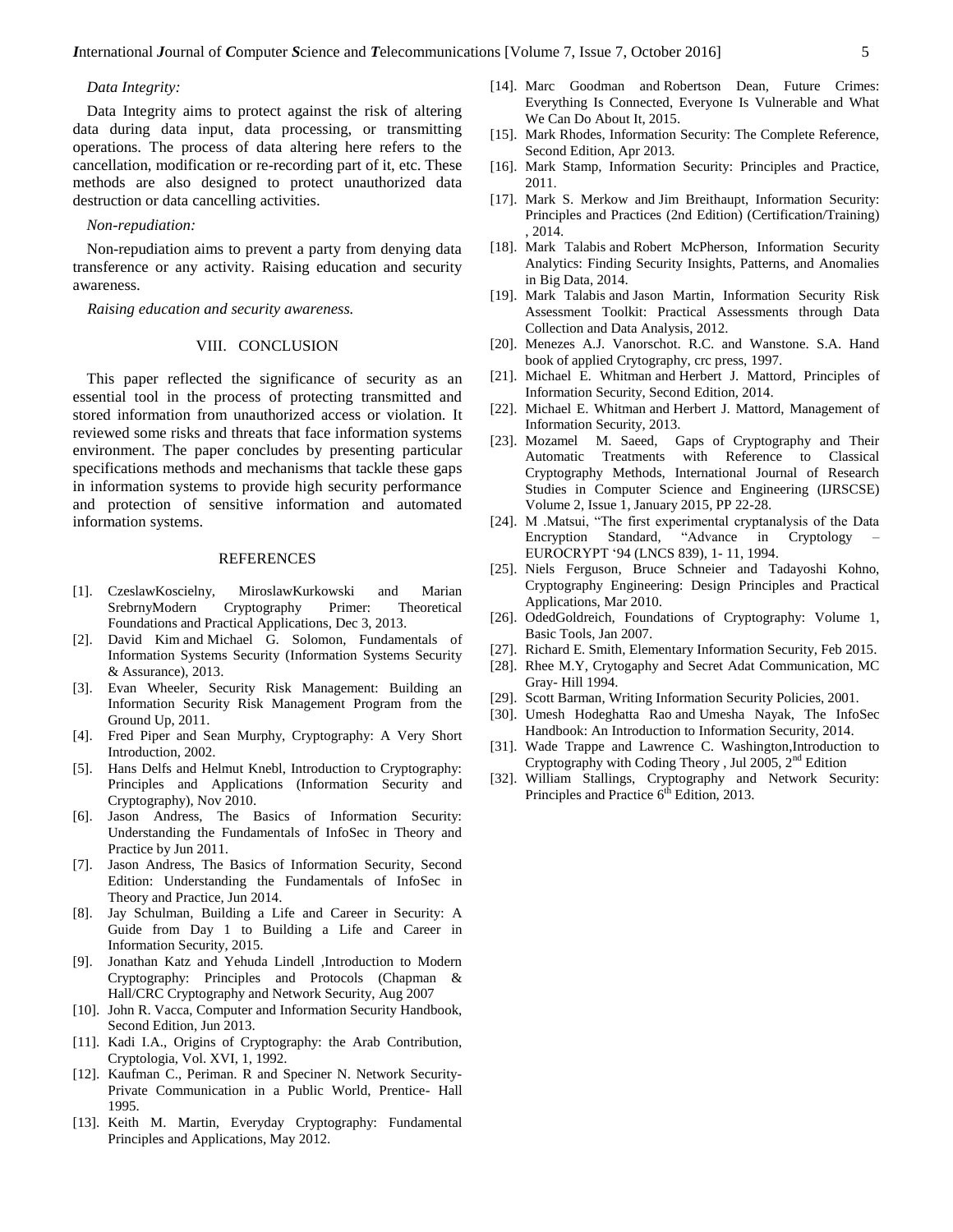*Data Integrity:*

Data Integrity aims to protect against the risk of altering data during data input, data processing, or transmitting operations. The process of data altering here refers to the cancellation, modification or re-recording part of it, etc. These methods are also designed to protect unauthorized data destruction or data cancelling activities.

*Non-repudiation:*

Non-repudiation aims to prevent a party from denying data transference or any activity. Raising education and security awareness.

*Raising education and security awareness.*

## VIII. CONCLUSION

This paper reflected the significance of security as an essential tool in the process of protecting transmitted and stored information from unauthorized access or violation. It reviewed some risks and threats that face information systems environment. The paper concludes by presenting particular specifications methods and mechanisms that tackle these gaps in information systems to provide high security performance and protection of sensitive information and automated information systems.

## REFERENCES

[1]. CzeslawKoscielny, MiroslawKurkowski and Marian SrebrnyModern Cryptography Primer: Theoretical Foundations and Practical Applications, Dec 3, 2013.

[2]. David Kim and Michael G. Solomon, Fundamentals of Information Systems Security (Information Systems Security & Assurance), 2013.

[3]. Evan Wheeler, Security Risk Management: Building an Information Security Risk Management Program from the Ground Up, 2011.

[4]. Fred Piper and Sean Murphy, Cryptography: A Very Short Introduction, 2002.

[5]. Hans Delfs and Helmut Knebl, Introduction to Cryptography: Principles and Applications (Information Security and Cryptography), Nov 2010.

[6]. Jason Andress, The Basics of Information Security: Understanding the Fundamentals of InfoSec in Theory and Practice by Jun 2011.

[7]. Jason Andress, The Basics of Information Security, Second Edition: Understanding the Fundamentals of InfoSec in Theory and Practice, Jun 2014.

[8]. Jay Schulman, Building a Life and Career in Security: A Guide from Day 1 to Building a Life and Career in Information Security, 2015.

[9]. Jonathan Katz and Yehuda Lindell ,Introduction to Modern Cryptography: Principles and Protocols (Chapman & Hall/CRC Cryptography and Network Security, Aug 2007

[10]. John R. Vacca, Computer and Information Security Handbook, Second Edition, Jun 2013.

[11]. Kadi I.A., Origins of Cryptography: the Arab Contribution, Cryptologia, Vol. XVI, 1, 1992.

[12]. Kaufman C., Periman. R and Speciner N. Network Security-Private Communication in a Public World, Prentice- Hall 1995.

[13]. Keith M. Martin, Everyday Cryptography: Fundamental Principles and Applications, May 2012.

[14]. Marc Goodman and Robertson Dean, Future Crimes: Everything Is Connected, Everyone Is Vulnerable and What We Can Do About It, 2015.

[15]. Mark Rhodes, Information Security: The Complete Reference, Second Edition, Apr 2013.

[16]. Mark Stamp, Information Security: Principles and Practice, 2011.

[17]. Mark S. Merkow and Jim Breithaupt, Information Security: Principles and Practices (2nd Edition) (Certification/Training) , 2014.

[18]. Mark Talabis and Robert McPherson, Information Security Analytics: Finding Security Insights, Patterns, and Anomalies in Big Data, 2014.

[19]. Mark Talabis and Jason Martin, Information Security Risk Assessment Toolkit: Practical Assessments through Data Collection and Data Analysis, 2012.

[20]. Menezes A.J. Vanorschot. R.C. and Wanstone. S.A. Hand book of applied Crytography, crc press, 1997.

[21]. Michael E. Whitman and Herbert J. Mattord, Principles of Information Security, Second Edition, 2014.

[22]. Michael E. Whitman and Herbert J. Mattord, Management of Information Security, 2013.

[23]. Mozamel M. Saeed, Gaps of Cryptography and Their Automatic Treatments with Reference to Classical Cryptography Methods, International Journal of Research Studies in Computer Science and Engineering (IJRSCSE) Volume 2, Issue 1, January 2015, PP 22-28.

[24]. M .Matsui, "The first experimental cryptanalysis of the Data Encryption Standard, "Advance in Cryptology – EUROCRYPT '94 (LNCS 839), 1- 11, 1994.

[25]. Niels Ferguson, Bruce Schneier and Tadayoshi Kohno, Cryptography Engineering: Design Principles and Practical Applications, Mar 2010.

[26]. OdedGoldreich, Foundations of Cryptography: Volume 1, Basic Tools, Jan 2007.

[27]. Richard E. Smith, Elementary Information Security, Feb 2015.

[28]. Rhee M.Y, Crytogaphy and Secret Adat Communication, MC Gray- Hill 1994.

[29]. Scott Barman, Writing Information Security Policies, 2001.

[30]. Umesh Hodeghatta Rao and Umesha Nayak, The InfoSec Handbook: An Introduction to Information Security, 2014.

[31]. Wade Trappe and Lawrence C. Washington,Introduction to Cryptography with Coding Theory , Jul 2005, 2nd Edition

[32]. William Stallings, Cryptography and Network Security: Principles and Practice 6th Edition, 2013.